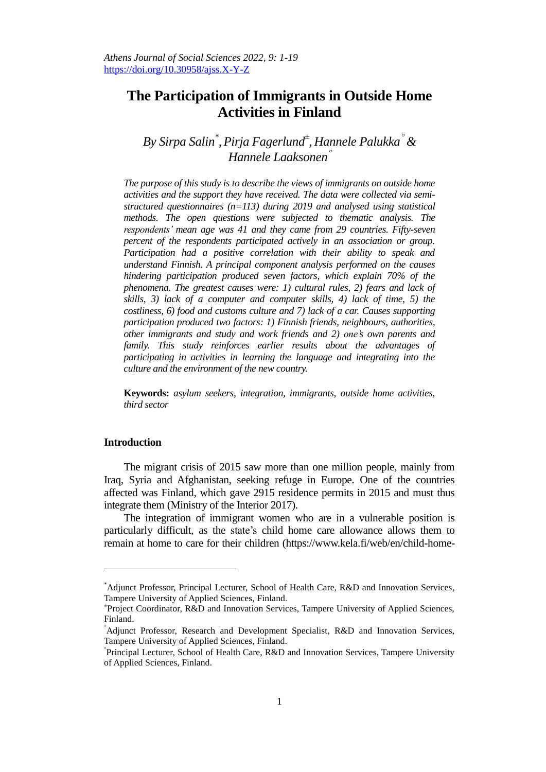*Athens Journal of Social Sciences 2022, 9: 1-19*
https://doi.org/10.30958/ajss.X-Y-Z

# The Participation of Immigrants in Outside Home Activities in Finland

*By Sirpa Salin[*], Pirja Fagerlund[±], Hannele Palukka[°] & Hannele Laaksonen[°]*

*The purpose of this study is to describe the views of immigrants on outside home activities and the support they have received. The data were collected via semi-structured questionnaires (n=113) during 2019 and analysed using statistical methods. The open questions were subjected to thematic analysis. The respondents' mean age was 41 and they came from 29 countries. Fifty-seven percent of the respondents participated actively in an association or group. Participation had a positive correlation with their ability to speak and understand Finnish. A principal component analysis performed on the causes hindering participation produced seven factors, which explain 70% of the phenomena. The greatest causes were: 1) cultural rules, 2) fears and lack of skills, 3) lack of a computer and computer skills, 4) lack of time, 5) the costliness, 6) food and customs culture and 7) lack of a car. Causes supporting participation produced two factors: 1) Finnish friends, neighbours, authorities, other immigrants and study and work friends and 2) one's own parents and family. This study reinforces earlier results about the advantages of participating in activities in learning the language and integrating into the culture and the environment of the new country.*

**Keywords:** *asylum seekers, integration, immigrants, outside home activities, third sector*

## Introduction

The migrant crisis of 2015 saw more than one million people, mainly from Iraq, Syria and Afghanistan, seeking refuge in Europe. One of the countries affected was Finland, which gave 2915 residence permits in 2015 and must thus integrate them (Ministry of the Interior 2017).

The integration of immigrant women who are in a vulnerable position is particularly difficult, as the state's child home care allowance allows them to remain at home to care for their children (https://www.kela.fi/web/en/child-home-

---

[*] Adjunct Professor, Principal Lecturer, School of Health Care, R&D and Innovation Services, Tampere University of Applied Sciences, Finland.

[±] Project Coordinator, R&D and Innovation Services, Tampere University of Applied Sciences, Finland.

[°] Adjunct Professor, Research and Development Specialist, R&D and Innovation Services, Tampere University of Applied Sciences, Finland.

[°] Principal Lecturer, School of Health Care, R&D and Innovation Services, Tampere University of Applied Sciences, Finland.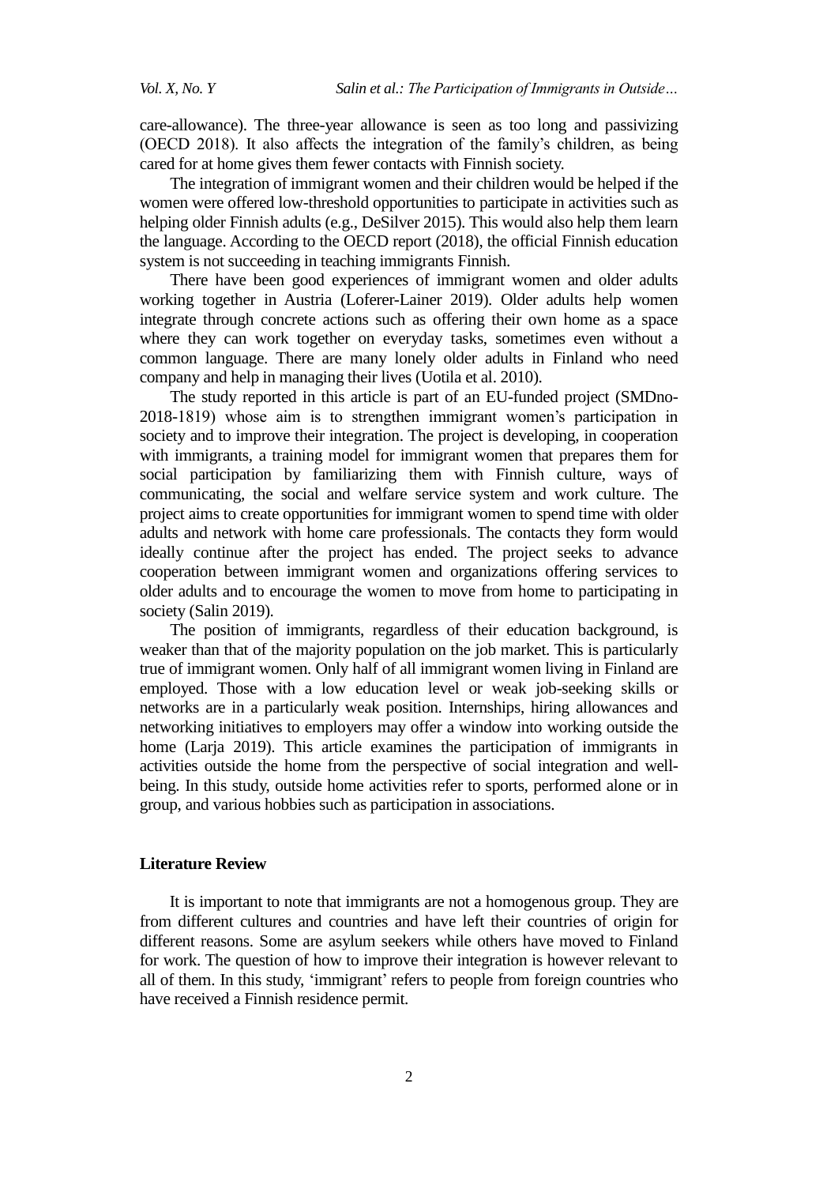care-allowance). The three-year allowance is seen as too long and passivizing (OECD 2018). It also affects the integration of the family's children, as being cared for at home gives them fewer contacts with Finnish society.

The integration of immigrant women and their children would be helped if the women were offered low-threshold opportunities to participate in activities such as helping older Finnish adults (e.g., DeSilver 2015). This would also help them learn the language. According to the OECD report (2018), the official Finnish education system is not succeeding in teaching immigrants Finnish.

There have been good experiences of immigrant women and older adults working together in Austria (Loferer-Lainer 2019). Older adults help women integrate through concrete actions such as offering their own home as a space where they can work together on everyday tasks, sometimes even without a common language. There are many lonely older adults in Finland who need company and help in managing their lives (Uotila et al. 2010).

The study reported in this article is part of an EU-funded project (SMDno-2018-1819) whose aim is to strengthen immigrant women's participation in society and to improve their integration. The project is developing, in cooperation with immigrants, a training model for immigrant women that prepares them for social participation by familiarizing them with Finnish culture, ways of communicating, the social and welfare service system and work culture. The project aims to create opportunities for immigrant women to spend time with older adults and network with home care professionals. The contacts they form would ideally continue after the project has ended. The project seeks to advance cooperation between immigrant women and organizations offering services to older adults and to encourage the women to move from home to participating in society (Salin 2019).

The position of immigrants, regardless of their education background, is weaker than that of the majority population on the job market. This is particularly true of immigrant women. Only half of all immigrant women living in Finland are employed. Those with a low education level or weak job-seeking skills or networks are in a particularly weak position. Internships, hiring allowances and networking initiatives to employers may offer a window into working outside the home (Larja 2019). This article examines the participation of immigrants in activities outside the home from the perspective of social integration and well-being. In this study, outside home activities refer to sports, performed alone or in group, and various hobbies such as participation in associations.

## Literature Review

It is important to note that immigrants are not a homogenous group. They are from different cultures and countries and have left their countries of origin for different reasons. Some are asylum seekers while others have moved to Finland for work. The question of how to improve their integration is however relevant to all of them. In this study, 'immigrant' refers to people from foreign countries who have received a Finnish residence permit.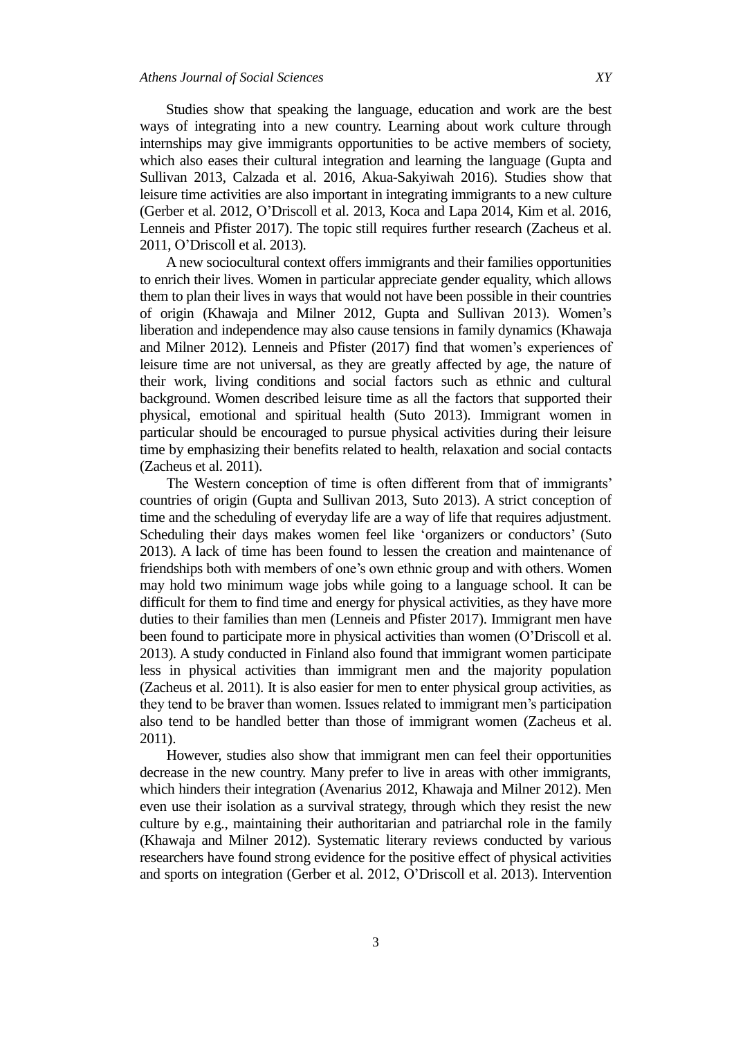Studies show that speaking the language, education and work are the best ways of integrating into a new country. Learning about work culture through internships may give immigrants opportunities to be active members of society, which also eases their cultural integration and learning the language (Gupta and Sullivan 2013, Calzada et al. 2016, Akua-Sakyiwah 2016). Studies show that leisure time activities are also important in integrating immigrants to a new culture (Gerber et al. 2012, O'Driscoll et al. 2013, Koca and Lapa 2014, Kim et al. 2016, Lenneis and Pfister 2017). The topic still requires further research (Zacheus et al. 2011, O'Driscoll et al. 2013).

A new sociocultural context offers immigrants and their families opportunities to enrich their lives. Women in particular appreciate gender equality, which allows them to plan their lives in ways that would not have been possible in their countries of origin (Khawaja and Milner 2012, Gupta and Sullivan 2013). Women's liberation and independence may also cause tensions in family dynamics (Khawaja and Milner 2012). Lenneis and Pfister (2017) find that women's experiences of leisure time are not universal, as they are greatly affected by age, the nature of their work, living conditions and social factors such as ethnic and cultural background. Women described leisure time as all the factors that supported their physical, emotional and spiritual health (Suto 2013). Immigrant women in particular should be encouraged to pursue physical activities during their leisure time by emphasizing their benefits related to health, relaxation and social contacts (Zacheus et al. 2011).

The Western conception of time is often different from that of immigrants' countries of origin (Gupta and Sullivan 2013, Suto 2013). A strict conception of time and the scheduling of everyday life are a way of life that requires adjustment. Scheduling their days makes women feel like 'organizers or conductors' (Suto 2013). A lack of time has been found to lessen the creation and maintenance of friendships both with members of one's own ethnic group and with others. Women may hold two minimum wage jobs while going to a language school. It can be difficult for them to find time and energy for physical activities, as they have more duties to their families than men (Lenneis and Pfister 2017). Immigrant men have been found to participate more in physical activities than women (O'Driscoll et al. 2013). A study conducted in Finland also found that immigrant women participate less in physical activities than immigrant men and the majority population (Zacheus et al. 2011). It is also easier for men to enter physical group activities, as they tend to be braver than women. Issues related to immigrant men's participation also tend to be handled better than those of immigrant women (Zacheus et al. 2011).

However, studies also show that immigrant men can feel their opportunities decrease in the new country. Many prefer to live in areas with other immigrants, which hinders their integration (Avenarius 2012, Khawaja and Milner 2012). Men even use their isolation as a survival strategy, through which they resist the new culture by e.g., maintaining their authoritarian and patriarchal role in the family (Khawaja and Milner 2012). Systematic literary reviews conducted by various researchers have found strong evidence for the positive effect of physical activities and sports on integration (Gerber et al. 2012, O'Driscoll et al. 2013). Intervention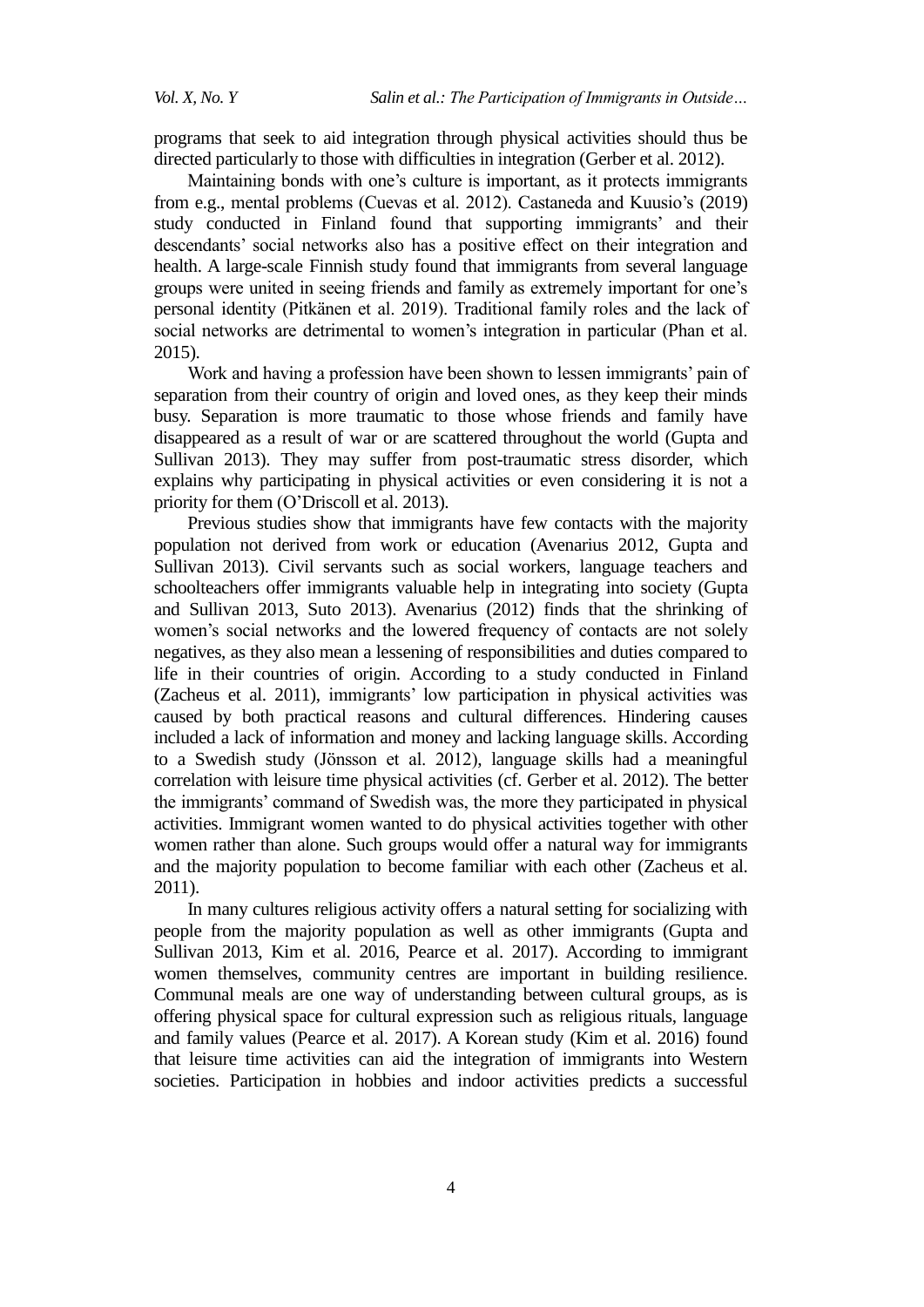programs that seek to aid integration through physical activities should thus be directed particularly to those with difficulties in integration (Gerber et al. 2012).

Maintaining bonds with one's culture is important, as it protects immigrants from e.g., mental problems (Cuevas et al. 2012). Castaneda and Kuusio's (2019) study conducted in Finland found that supporting immigrants' and their descendants' social networks also has a positive effect on their integration and health. A large-scale Finnish study found that immigrants from several language groups were united in seeing friends and family as extremely important for one's personal identity (Pitkänen et al. 2019). Traditional family roles and the lack of social networks are detrimental to women's integration in particular (Phan et al. 2015).

Work and having a profession have been shown to lessen immigrants' pain of separation from their country of origin and loved ones, as they keep their minds busy. Separation is more traumatic to those whose friends and family have disappeared as a result of war or are scattered throughout the world (Gupta and Sullivan 2013). They may suffer from post-traumatic stress disorder, which explains why participating in physical activities or even considering it is not a priority for them (O'Driscoll et al. 2013).

Previous studies show that immigrants have few contacts with the majority population not derived from work or education (Avenarius 2012, Gupta and Sullivan 2013). Civil servants such as social workers, language teachers and schoolteachers offer immigrants valuable help in integrating into society (Gupta and Sullivan 2013, Suto 2013). Avenarius (2012) finds that the shrinking of women's social networks and the lowered frequency of contacts are not solely negatives, as they also mean a lessening of responsibilities and duties compared to life in their countries of origin. According to a study conducted in Finland (Zacheus et al. 2011), immigrants' low participation in physical activities was caused by both practical reasons and cultural differences. Hindering causes included a lack of information and money and lacking language skills. According to a Swedish study (Jönsson et al. 2012), language skills had a meaningful correlation with leisure time physical activities (cf. Gerber et al. 2012). The better the immigrants' command of Swedish was, the more they participated in physical activities. Immigrant women wanted to do physical activities together with other women rather than alone. Such groups would offer a natural way for immigrants and the majority population to become familiar with each other (Zacheus et al. 2011).

In many cultures religious activity offers a natural setting for socializing with people from the majority population as well as other immigrants (Gupta and Sullivan 2013, Kim et al. 2016, Pearce et al. 2017). According to immigrant women themselves, community centres are important in building resilience. Communal meals are one way of understanding between cultural groups, as is offering physical space for cultural expression such as religious rituals, language and family values (Pearce et al. 2017). A Korean study (Kim et al. 2016) found that leisure time activities can aid the integration of immigrants into Western societies. Participation in hobbies and indoor activities predicts a successful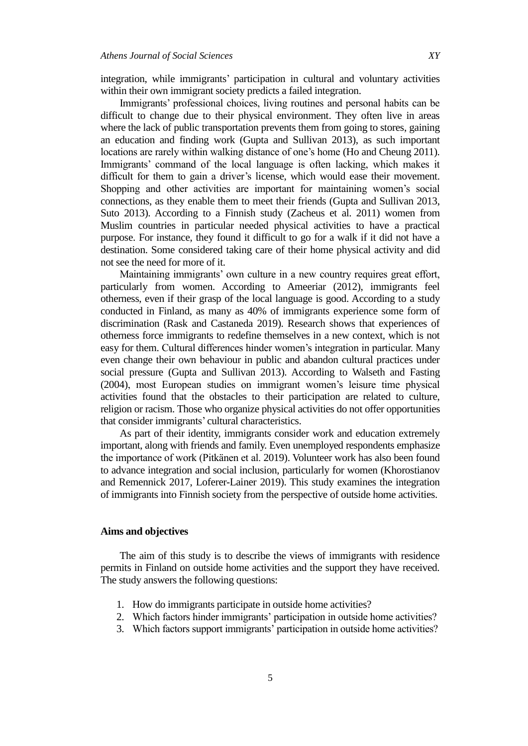integration, while immigrants' participation in cultural and voluntary activities within their own immigrant society predicts a failed integration.

Immigrants' professional choices, living routines and personal habits can be difficult to change due to their physical environment. They often live in areas where the lack of public transportation prevents them from going to stores, gaining an education and finding work (Gupta and Sullivan 2013), as such important locations are rarely within walking distance of one's home (Ho and Cheung 2011). Immigrants' command of the local language is often lacking, which makes it difficult for them to gain a driver's license, which would ease their movement. Shopping and other activities are important for maintaining women's social connections, as they enable them to meet their friends (Gupta and Sullivan 2013, Suto 2013). According to a Finnish study (Zacheus et al. 2011) women from Muslim countries in particular needed physical activities to have a practical purpose. For instance, they found it difficult to go for a walk if it did not have a destination. Some considered taking care of their home physical activity and did not see the need for more of it.

Maintaining immigrants' own culture in a new country requires great effort, particularly from women. According to Ameeriar (2012), immigrants feel otherness, even if their grasp of the local language is good. According to a study conducted in Finland, as many as 40% of immigrants experience some form of discrimination (Rask and Castaneda 2019). Research shows that experiences of otherness force immigrants to redefine themselves in a new context, which is not easy for them. Cultural differences hinder women's integration in particular. Many even change their own behaviour in public and abandon cultural practices under social pressure (Gupta and Sullivan 2013). According to Walseth and Fasting (2004), most European studies on immigrant women's leisure time physical activities found that the obstacles to their participation are related to culture, religion or racism. Those who organize physical activities do not offer opportunities that consider immigrants' cultural characteristics.

As part of their identity, immigrants consider work and education extremely important, along with friends and family. Even unemployed respondents emphasize the importance of work (Pitkänen et al. 2019). Volunteer work has also been found to advance integration and social inclusion, particularly for women (Khorostianov and Remennick 2017, Loferer-Lainer 2019). This study examines the integration of immigrants into Finnish society from the perspective of outside home activities.

## Aims and objectives

The aim of this study is to describe the views of immigrants with residence permits in Finland on outside home activities and the support they have received. The study answers the following questions:

1. How do immigrants participate in outside home activities?
2. Which factors hinder immigrants' participation in outside home activities?
3. Which factors support immigrants' participation in outside home activities?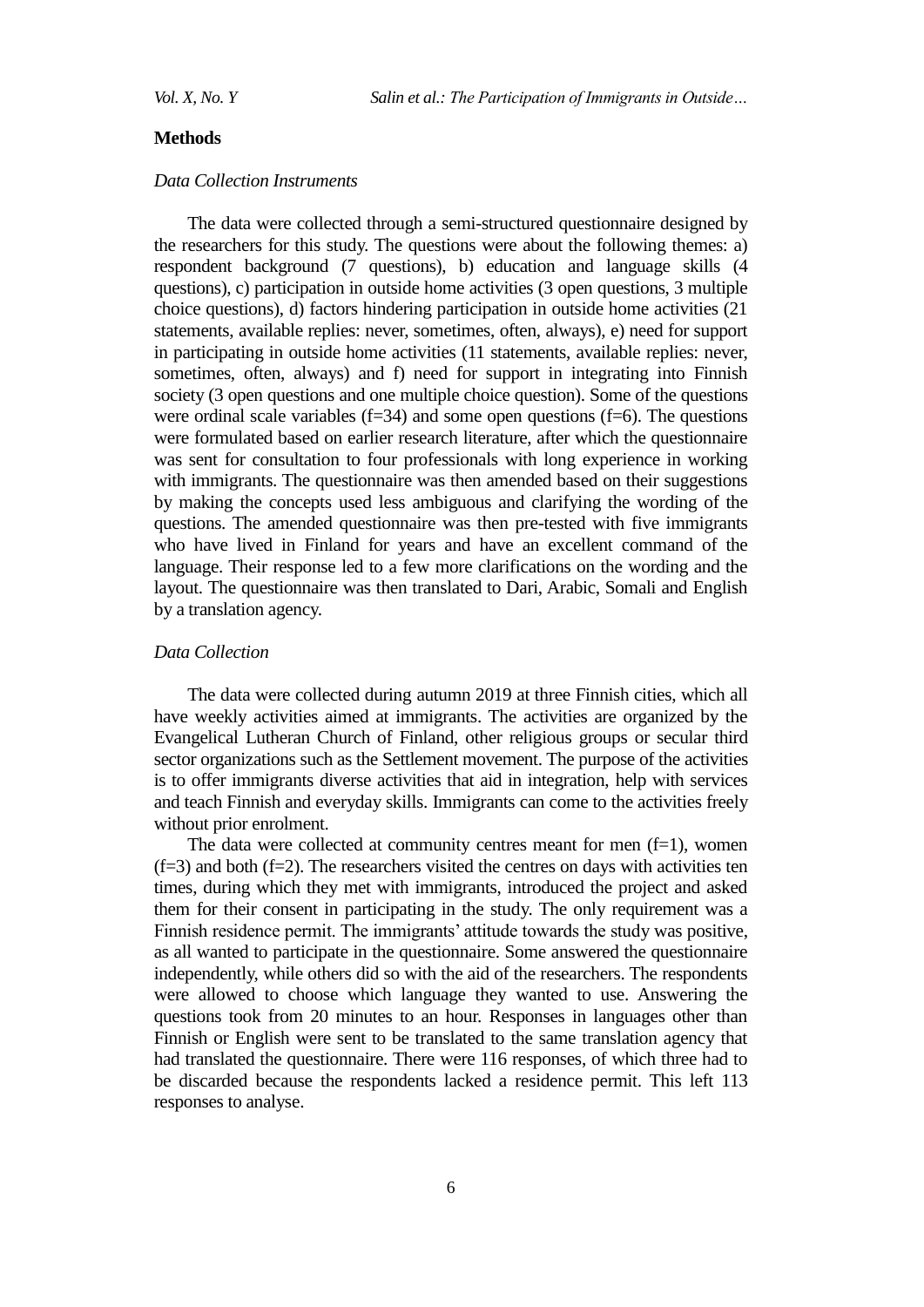## Methods

### *Data Collection Instruments*

The data were collected through a semi-structured questionnaire designed by the researchers for this study. The questions were about the following themes: a) respondent background (7 questions), b) education and language skills (4 questions), c) participation in outside home activities (3 open questions, 3 multiple choice questions), d) factors hindering participation in outside home activities (21 statements, available replies: never, sometimes, often, always), e) need for support in participating in outside home activities (11 statements, available replies: never, sometimes, often, always) and f) need for support in integrating into Finnish society (3 open questions and one multiple choice question). Some of the questions were ordinal scale variables (f=34) and some open questions (f=6). The questions were formulated based on earlier research literature, after which the questionnaire was sent for consultation to four professionals with long experience in working with immigrants. The questionnaire was then amended based on their suggestions by making the concepts used less ambiguous and clarifying the wording of the questions. The amended questionnaire was then pre-tested with five immigrants who have lived in Finland for years and have an excellent command of the language. Their response led to a few more clarifications on the wording and the layout. The questionnaire was then translated to Dari, Arabic, Somali and English by a translation agency.

### *Data Collection*

The data were collected during autumn 2019 at three Finnish cities, which all have weekly activities aimed at immigrants. The activities are organized by the Evangelical Lutheran Church of Finland, other religious groups or secular third sector organizations such as the Settlement movement. The purpose of the activities is to offer immigrants diverse activities that aid in integration, help with services and teach Finnish and everyday skills. Immigrants can come to the activities freely without prior enrolment.

The data were collected at community centres meant for men (f=1), women (f=3) and both (f=2). The researchers visited the centres on days with activities ten times, during which they met with immigrants, introduced the project and asked them for their consent in participating in the study. The only requirement was a Finnish residence permit. The immigrants' attitude towards the study was positive, as all wanted to participate in the questionnaire. Some answered the questionnaire independently, while others did so with the aid of the researchers. The respondents were allowed to choose which language they wanted to use. Answering the questions took from 20 minutes to an hour. Responses in languages other than Finnish or English were sent to be translated to the same translation agency that had translated the questionnaire. There were 116 responses, of which three had to be discarded because the respondents lacked a residence permit. This left 113 responses to analyse.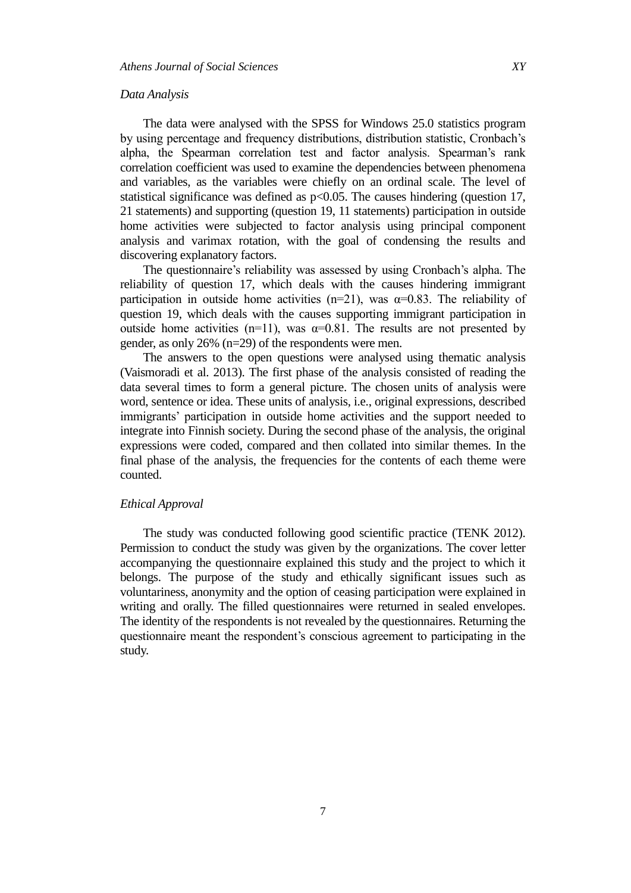*Data Analysis*

The data were analysed with the SPSS for Windows 25.0 statistics program by using percentage and frequency distributions, distribution statistic, Cronbach's alpha, the Spearman correlation test and factor analysis. Spearman's rank correlation coefficient was used to examine the dependencies between phenomena and variables, as the variables were chiefly on an ordinal scale. The level of statistical significance was defined as $p<0.05$. The causes hindering (question 17, 21 statements) and supporting (question 19, 11 statements) participation in outside home activities were subjected to factor analysis using principal component analysis and varimax rotation, with the goal of condensing the results and discovering explanatory factors.

The questionnaire's reliability was assessed by using Cronbach's alpha. The reliability of question 17, which deals with the causes hindering immigrant participation in outside home activities (n=21), was $\alpha=0.83$. The reliability of question 19, which deals with the causes supporting immigrant participation in outside home activities (n=11), was $\alpha=0.81$. The results are not presented by gender, as only 26% (n=29) of the respondents were men.

The answers to the open questions were analysed using thematic analysis (Vaismoradi et al. 2013). The first phase of the analysis consisted of reading the data several times to form a general picture. The chosen units of analysis were word, sentence or idea. These units of analysis, i.e., original expressions, described immigrants' participation in outside home activities and the support needed to integrate into Finnish society. During the second phase of the analysis, the original expressions were coded, compared and then collated into similar themes. In the final phase of the analysis, the frequencies for the contents of each theme were counted.

*Ethical Approval*

The study was conducted following good scientific practice (TENK 2012). Permission to conduct the study was given by the organizations. The cover letter accompanying the questionnaire explained this study and the project to which it belongs. The purpose of the study and ethically significant issues such as voluntariness, anonymity and the option of ceasing participation were explained in writing and orally. The filled questionnaires were returned in sealed envelopes. The identity of the respondents is not revealed by the questionnaires. Returning the questionnaire meant the respondent's conscious agreement to participating in the study.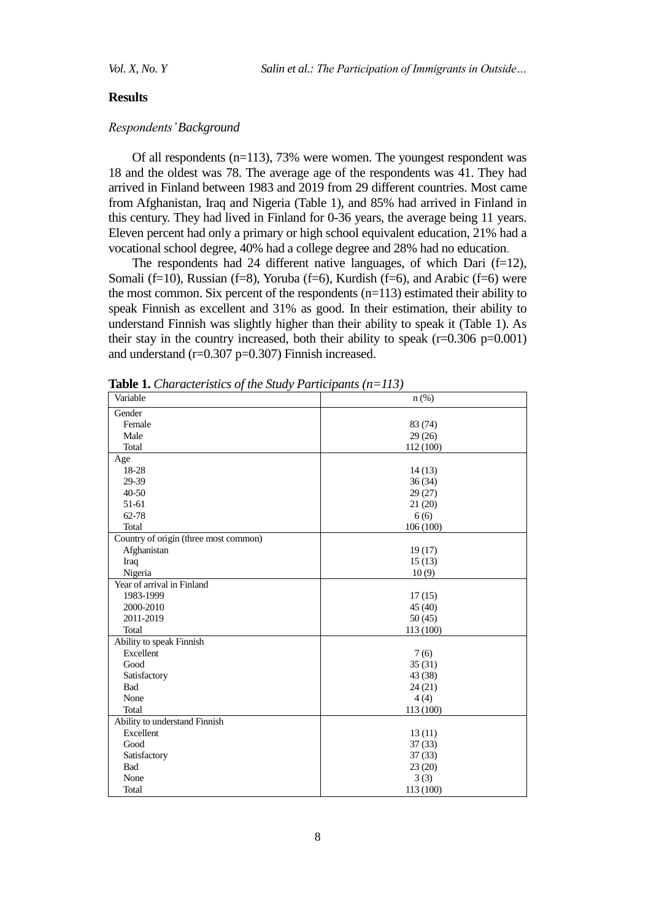## Results

### *Respondents' Background*

Of all respondents (n=113), 73% were women. The youngest respondent was 18 and the oldest was 78. The average age of the respondents was 41. They had arrived in Finland between 1983 and 2019 from 29 different countries. Most came from Afghanistan, Iraq and Nigeria (Table 1), and 85% had arrived in Finland in this century. They had lived in Finland for 0-36 years, the average being 11 years. Eleven percent had only a primary or high school equivalent education, 21% had a vocational school degree, 40% had a college degree and 28% had no education.

The respondents had 24 different native languages, of which Dari (f=12), Somali (f=10), Russian (f=8), Yoruba (f=6), Kurdish (f=6), and Arabic (f=6) were the most common. Six percent of the respondents (n=113) estimated their ability to speak Finnish as excellent and 31% as good. In their estimation, their ability to understand Finnish was slightly higher than their ability to speak it (Table 1). As their stay in the country increased, both their ability to speak ($r=0.306$ $p=0.001$) and understand ($r=0.307$ $p=0.307$) Finnish increased.

**Table 1.** *Characteristics of the Study Participants (n=113)*

| Variable | n (%) |
|---|---|
| Gender | |
| Female | 83 (74) |
| Male | 29 (26) |
| Total | 112 (100) |
| Age | |
| 18-28 | 14 (13) |
| 29-39 | 36 (34) |
| 40-50 | 29 (27) |
| 51-61 | 21 (20) |
| 62-78 | 6 (6) |
| Total | 106 (100) |
| Country of origin (three most common) | |
| Afghanistan | 19 (17) |
| Iraq | 15 (13) |
| Nigeria | 10 (9) |
| Year of arrival in Finland | |
| 1983-1999 | 17 (15) |
| 2000-2010 | 45 (40) |
| 2011-2019 | 50 (45) |
| Total | 113 (100) |
| Ability to speak Finnish | |
| Excellent | 7 (6) |
| Good | 35 (31) |
| Satisfactory | 43 (38) |
| Bad | 24 (21) |
| None | 4 (4) |
| Total | 113 (100) |
| Ability to understand Finnish | |
| Excellent | 13 (11) |
| Good | 37 (33) |
| Satisfactory | 37 (33) |
| Bad | 23 (20) |
| None | 3 (3) |
| Total | 113 (100) |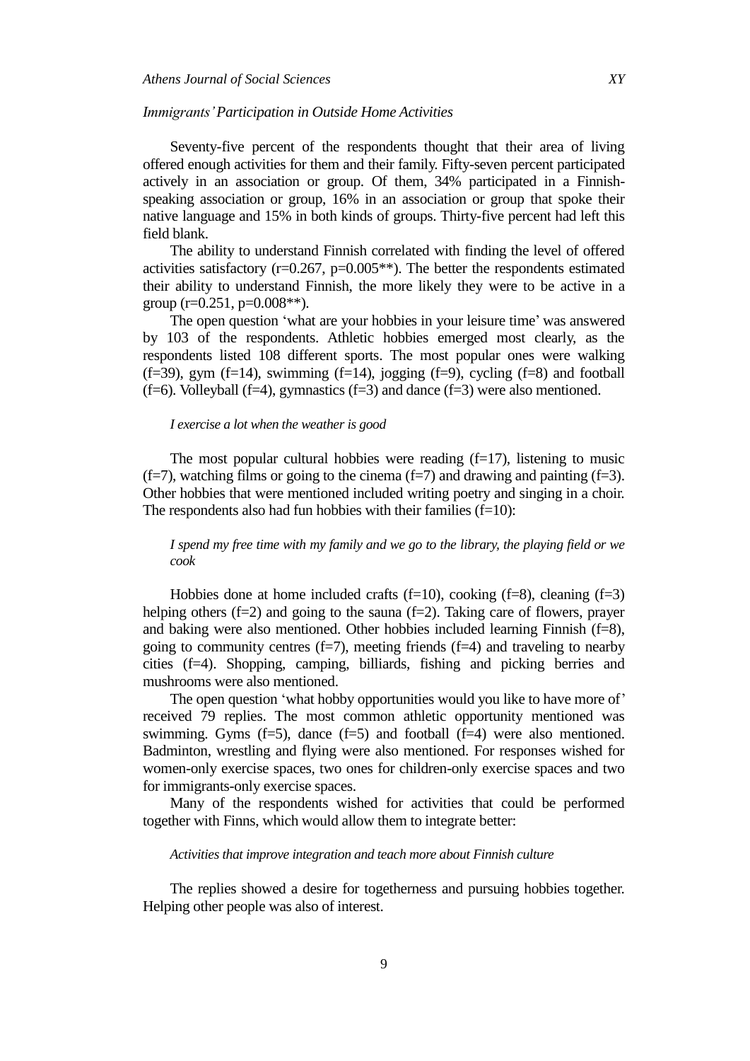*Immigrants' Participation in Outside Home Activities*

Seventy-five percent of the respondents thought that their area of living offered enough activities for them and their family. Fifty-seven percent participated actively in an association or group. Of them, 34% participated in a Finnish-speaking association or group, 16% in an association or group that spoke their native language and 15% in both kinds of groups. Thirty-five percent had left this field blank.

The ability to understand Finnish correlated with finding the level of offered activities satisfactory ($r=0.267$, $p=0.005$**). The better the respondents estimated their ability to understand Finnish, the more likely they were to be active in a group ($r=0.251$, $p=0.008$**).

The open question 'what are your hobbies in your leisure time' was answered by 103 of the respondents. Athletic hobbies emerged most clearly, as the respondents listed 108 different sports. The most popular ones were walking ($f=39$), gym ($f=14$), swimming ($f=14$), jogging ($f=9$), cycling ($f=8$) and football ($f=6$). Volleyball ($f=4$), gymnastics ($f=3$) and dance ($f=3$) were also mentioned.

> *I exercise a lot when the weather is good*

The most popular cultural hobbies were reading ($f=17$), listening to music ($f=7$), watching films or going to the cinema ($f=7$) and drawing and painting ($f=3$). Other hobbies that were mentioned included writing poetry and singing in a choir. The respondents also had fun hobbies with their families ($f=10$):

> *I spend my free time with my family and we go to the library, the playing field or we cook*

Hobbies done at home included crafts ($f=10$), cooking ($f=8$), cleaning ($f=3$) helping others ($f=2$) and going to the sauna ($f=2$). Taking care of flowers, prayer and baking were also mentioned. Other hobbies included learning Finnish ($f=8$), going to community centres ($f=7$), meeting friends ($f=4$) and traveling to nearby cities ($f=4$). Shopping, camping, billiards, fishing and picking berries and mushrooms were also mentioned.

The open question 'what hobby opportunities would you like to have more of' received 79 replies. The most common athletic opportunity mentioned was swimming. Gyms ($f=5$), dance ($f=5$) and football ($f=4$) were also mentioned. Badminton, wrestling and flying were also mentioned. For responses wished for women-only exercise spaces, two ones for children-only exercise spaces and two for immigrants-only exercise spaces.

Many of the respondents wished for activities that could be performed together with Finns, which would allow them to integrate better:

> *Activities that improve integration and teach more about Finnish culture*

The replies showed a desire for togetherness and pursuing hobbies together. Helping other people was also of interest.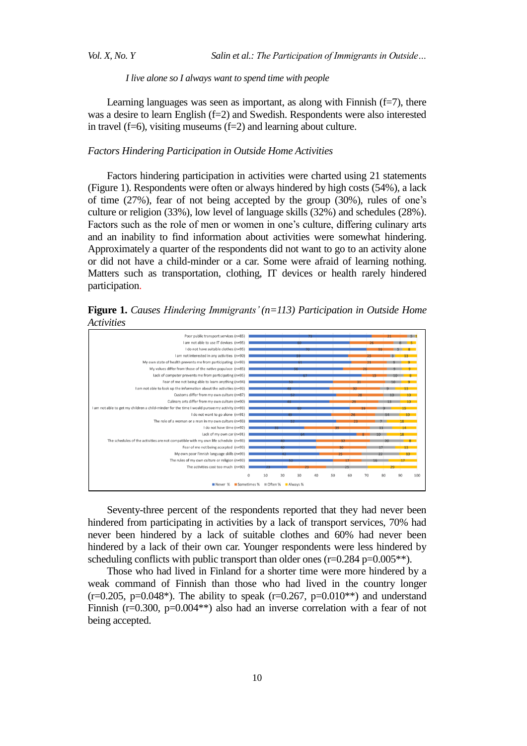*I live alone so I always want to spend time with people*

Learning languages was seen as important, as along with Finnish (f=7), there was a desire to learn English (f=2) and Swedish. Respondents were also interested in travel (f=6), visiting museums (f=2) and learning about culture.

### *Factors Hindering Participation in Outside Home Activities*

Factors hindering participation in activities were charted using 21 statements (Figure 1). Respondents were often or always hindered by high costs (54%), a lack of time (27%), fear of not being accepted by the group (30%), rules of one's culture or religion (33%), low level of language skills (32%) and schedules (28%). Factors such as the role of men or women in one's culture, differing culinary arts and an inability to find information about activities were somewhat hindering. Approximately a quarter of the respondents did not want to go to an activity alone or did not have a child-minder or a car. Some were afraid of learning nothing. Matters such as transportation, clothing, IT devices or health rarely hindered participation.

**Figure 1.** *Causes Hindering Immigrants' (n=113) Participation in Outside Home Activities*

| Statement | Never % | Sometimes % | Often % | Always % |
|---|---|---|---|---|
| Poor public transport services (n=85) | 73 | 21 | 5 | 1 |
| I am not able to use IT devices (n=95) | 60 | 26 | 8 | 5 |
| I do not have suitable clothes (n=95) | 70 | 16 | 5 | 8 |
| I am not interested in any activities (n=90) | 59 | 25 | 3 | 13 |
| My own state of health prevents me from participating (n=93) | 61 | 21 | 8 | 9 |
| My values differ from those of the native populace (n=85) | 56 | 26 | 9 | 9 |
| Lack of computer prevents me from participating (n=95) | 67 | 15 | 10 | 8 |
| Fear of me not being able to learn anything (n=94) | 50 | 31 | 10 | 9 |
| I am not able to look up the information about the activities (n=93) | 48 | 30 | 9 | 13 |
| Customs differ from my own culture (n=87) | 52 | 28 | 10 | 10 |
| Culinary arts differ from my own culture (n=90) | 48 | 29 | 13 | 10 |
| I am not able to get my children a child-minder for the time I would pursue my activity (n=93) | 60 | 16 | 9 | 15 |
| I do not want to go alone (n=91) | 49 | 26 | 14 | 10 |
| The role of a woman or a man in my own culture (n=93) | 52 | 23 | 7 | 18 |
| I do not have time (n=92) | 33 | 39 | 13 | 14 |
| Lack of my own car (n=91) | 64 | 8 | 10 | 18 |
| The schedules of the activities are not compatible with my own life schedule (n=93) | 40 | 32 | 20 | 8 |
| Fear of me not being accepted (n=93) | 40 | 30 | 17 | 13 |
| My own poor Finnish language skills (n=99) | 42 | 25 | 22 | 10 |
| The rules of my own culture or religion (n=93) | 50 | 17 | 16 | 17 |
| The activities cost too much (n=90) | 23 | 23 | 25 | 29 |

Seventy-three percent of the respondents reported that they had never been hindered from participating in activities by a lack of transport services, 70% had never been hindered by a lack of suitable clothes and 60% had never been hindered by a lack of their own car. Younger respondents were less hindered by scheduling conflicts with public transport than older ones ($r=0.284$ $p=0.005$**).

Those who had lived in Finland for a shorter time were more hindered by a weak command of Finnish than those who had lived in the country longer ($r=0.205$, $p=0.048$*). The ability to speak ($r=0.267$, $p=0.010$**) and understand Finnish ($r=0.300$, $p=0.004$**) also had an inverse correlation with a fear of not being accepted.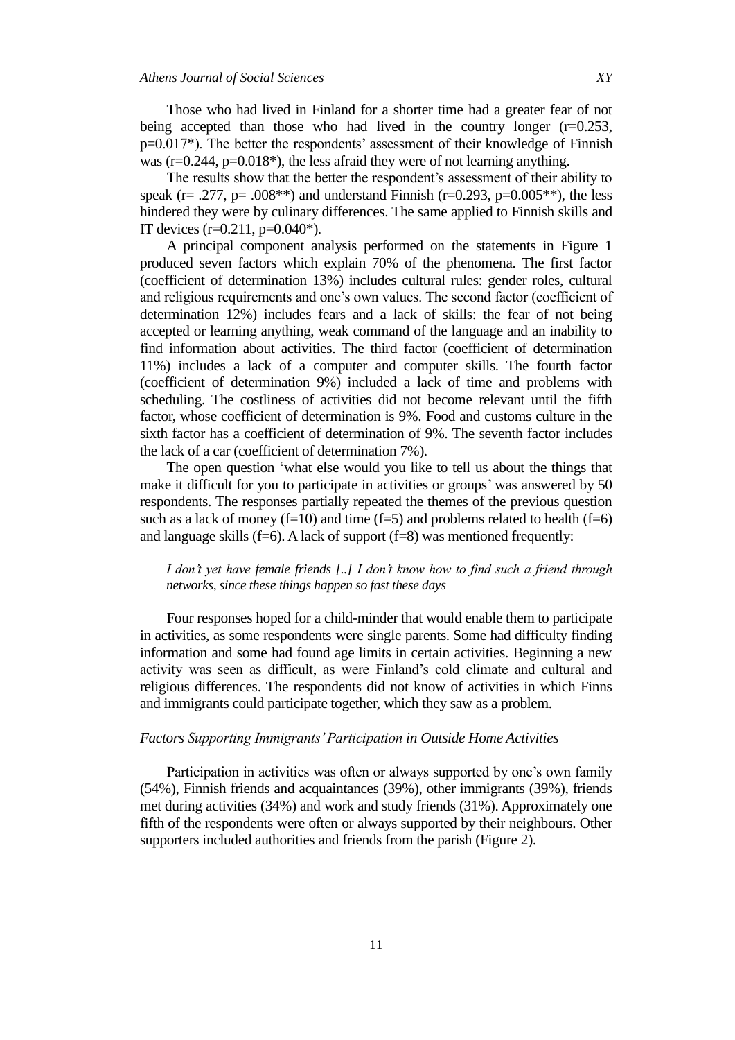Those who had lived in Finland for a shorter time had a greater fear of not being accepted than those who had lived in the country longer ($r=0.253$, $p=0.017^{*}$). The better the respondents' assessment of their knowledge of Finnish was ($r=0.244$, $p=0.018^{*}$), the less afraid they were of not learning anything.

The results show that the better the respondent's assessment of their ability to speak ($r= .277$, $p= .008^{**}$) and understand Finnish ($r=0.293$, $p=0.005^{**}$), the less hindered they were by culinary differences. The same applied to Finnish skills and IT devices ($r=0.211$, $p=0.040^{*}$).

A principal component analysis performed on the statements in Figure 1 produced seven factors which explain 70% of the phenomena. The first factor (coefficient of determination 13%) includes cultural rules: gender roles, cultural and religious requirements and one's own values. The second factor (coefficient of determination 12%) includes fears and a lack of skills: the fear of not being accepted or learning anything, weak command of the language and an inability to find information about activities. The third factor (coefficient of determination 11%) includes a lack of a computer and computer skills. The fourth factor (coefficient of determination 9%) included a lack of time and problems with scheduling. The costliness of activities did not become relevant until the fifth factor, whose coefficient of determination is 9%. Food and customs culture in the sixth factor has a coefficient of determination of 9%. The seventh factor includes the lack of a car (coefficient of determination 7%).

The open question 'what else would you like to tell us about the things that make it difficult for you to participate in activities or groups' was answered by 50 respondents. The responses partially repeated the themes of the previous question such as a lack of money ($f=10$) and time ($f=5$) and problems related to health ($f=6$) and language skills ($f=6$). A lack of support ($f=8$) was mentioned frequently:

> *I don't yet have female friends [..] I don't know how to find such a friend through networks, since these things happen so fast these days*

Four responses hoped for a child-minder that would enable them to participate in activities, as some respondents were single parents. Some had difficulty finding information and some had found age limits in certain activities. Beginning a new activity was seen as difficult, as were Finland's cold climate and cultural and religious differences. The respondents did not know of activities in which Finns and immigrants could participate together, which they saw as a problem.

### *Factors Supporting Immigrants' Participation in Outside Home Activities*

Participation in activities was often or always supported by one's own family (54%), Finnish friends and acquaintances (39%), other immigrants (39%), friends met during activities (34%) and work and study friends (31%). Approximately one fifth of the respondents were often or always supported by their neighbours. Other supporters included authorities and friends from the parish (Figure 2).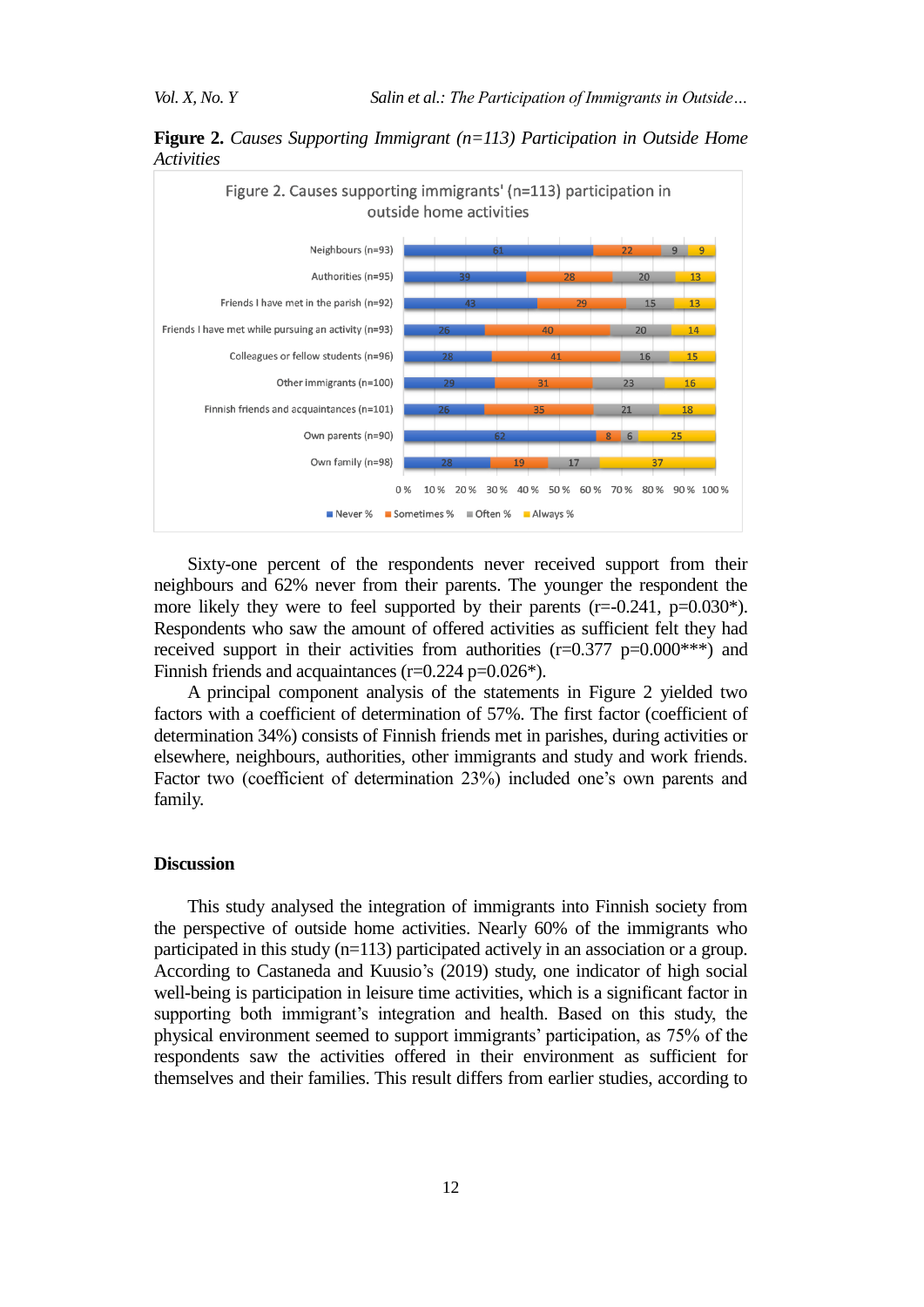**Figure 2.** *Causes Supporting Immigrant (n=113) Participation in Outside Home Activities*

Figure 2. Causes supporting immigrants' (n=113) participation in outside home activities

| | Never % | Sometimes % | Often % | Always % |
|---|---|---|---|---|
| Neighbours (n=93) | 61 | 22 | 9 | 9 |
| Authorities (n=95) | 39 | 28 | 20 | 13 |
| Friends I have met in the parish (n=92) | 43 | 29 | 15 | 13 |
| Friends I have met while pursuing an activity (n=93) | 26 | 40 | 20 | 14 |
| Colleagues or fellow students (n=96) | 28 | 41 | 16 | 15 |
| Other immigrants (n=100) | 29 | 31 | 23 | 16 |
| Finnish friends and acquaintances (n=101) | 26 | 35 | 21 | 18 |
| Own parents (n=90) | 62 | 8 | 6 | 25 |
| Own family (n=98) | 28 | 19 | 17 | 37 |

Sixty-one percent of the respondents never received support from their neighbours and 62% never from their parents. The younger the respondent the more likely they were to feel supported by their parents (r=-0.241, p=0.030*). Respondents who saw the amount of offered activities as sufficient felt they had received support in their activities from authorities (r=0.377 p=0.000***) and Finnish friends and acquaintances (r=0.224 p=0.026*).

A principal component analysis of the statements in Figure 2 yielded two factors with a coefficient of determination of 57%. The first factor (coefficient of determination 34%) consists of Finnish friends met in parishes, during activities or elsewhere, neighbours, authorities, other immigrants and study and work friends. Factor two (coefficient of determination 23%) included one's own parents and family.

## Discussion

This study analysed the integration of immigrants into Finnish society from the perspective of outside home activities. Nearly 60% of the immigrants who participated in this study (n=113) participated actively in an association or a group. According to Castaneda and Kuusio's (2019) study, one indicator of high social well-being is participation in leisure time activities, which is a significant factor in supporting both immigrant's integration and health. Based on this study, the physical environment seemed to support immigrants' participation, as 75% of the respondents saw the activities offered in their environment as sufficient for themselves and their families. This result differs from earlier studies, according to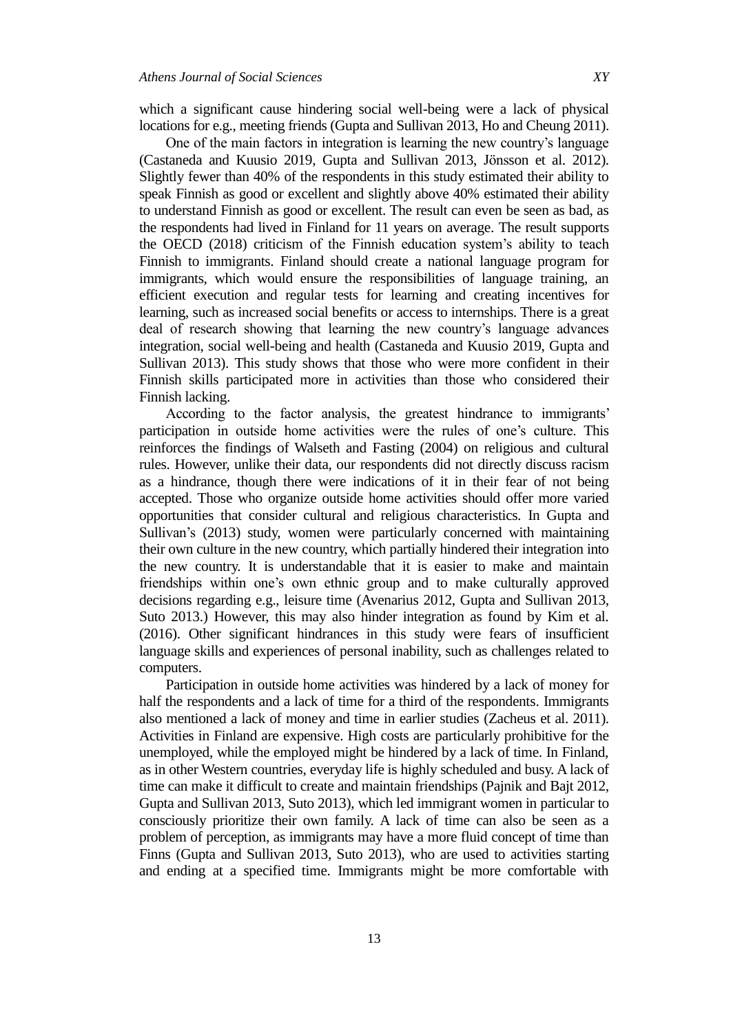which a significant cause hindering social well-being were a lack of physical locations for e.g., meeting friends (Gupta and Sullivan 2013, Ho and Cheung 2011).

One of the main factors in integration is learning the new country's language (Castaneda and Kuusio 2019, Gupta and Sullivan 2013, Jönsson et al. 2012). Slightly fewer than 40% of the respondents in this study estimated their ability to speak Finnish as good or excellent and slightly above 40% estimated their ability to understand Finnish as good or excellent. The result can even be seen as bad, as the respondents had lived in Finland for 11 years on average. The result supports the OECD (2018) criticism of the Finnish education system's ability to teach Finnish to immigrants. Finland should create a national language program for immigrants, which would ensure the responsibilities of language training, an efficient execution and regular tests for learning and creating incentives for learning, such as increased social benefits or access to internships. There is a great deal of research showing that learning the new country's language advances integration, social well-being and health (Castaneda and Kuusio 2019, Gupta and Sullivan 2013). This study shows that those who were more confident in their Finnish skills participated more in activities than those who considered their Finnish lacking.

According to the factor analysis, the greatest hindrance to immigrants' participation in outside home activities were the rules of one's culture. This reinforces the findings of Walseth and Fasting (2004) on religious and cultural rules. However, unlike their data, our respondents did not directly discuss racism as a hindrance, though there were indications of it in their fear of not being accepted. Those who organize outside home activities should offer more varied opportunities that consider cultural and religious characteristics. In Gupta and Sullivan's (2013) study, women were particularly concerned with maintaining their own culture in the new country, which partially hindered their integration into the new country. It is understandable that it is easier to make and maintain friendships within one's own ethnic group and to make culturally approved decisions regarding e.g., leisure time (Avenarius 2012, Gupta and Sullivan 2013, Suto 2013.) However, this may also hinder integration as found by Kim et al. (2016). Other significant hindrances in this study were fears of insufficient language skills and experiences of personal inability, such as challenges related to computers.

Participation in outside home activities was hindered by a lack of money for half the respondents and a lack of time for a third of the respondents. Immigrants also mentioned a lack of money and time in earlier studies (Zacheus et al. 2011). Activities in Finland are expensive. High costs are particularly prohibitive for the unemployed, while the employed might be hindered by a lack of time. In Finland, as in other Western countries, everyday life is highly scheduled and busy. A lack of time can make it difficult to create and maintain friendships (Pajnik and Bajt 2012, Gupta and Sullivan 2013, Suto 2013), which led immigrant women in particular to consciously prioritize their own family. A lack of time can also be seen as a problem of perception, as immigrants may have a more fluid concept of time than Finns (Gupta and Sullivan 2013, Suto 2013), who are used to activities starting and ending at a specified time. Immigrants might be more comfortable with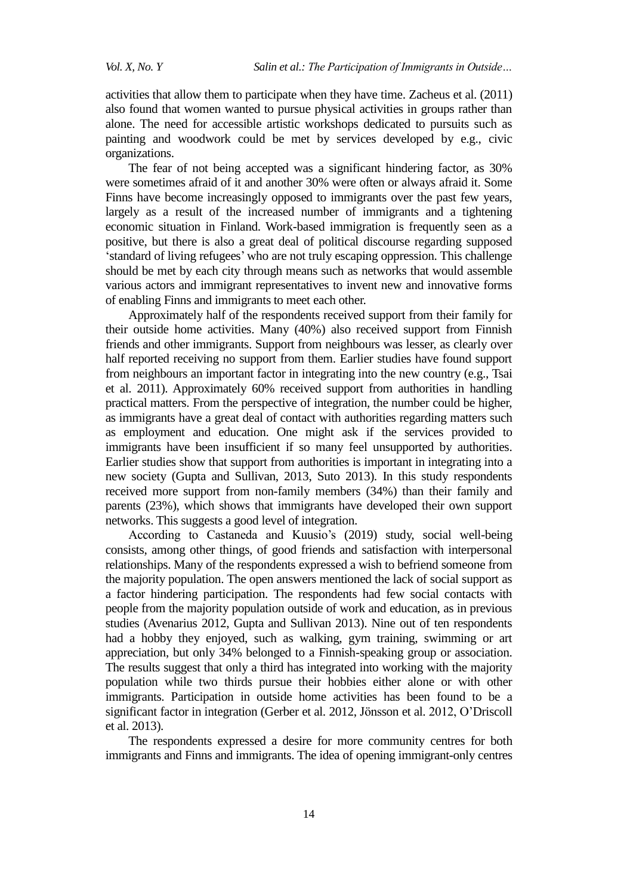activities that allow them to participate when they have time. Zacheus et al. (2011) also found that women wanted to pursue physical activities in groups rather than alone. The need for accessible artistic workshops dedicated to pursuits such as painting and woodwork could be met by services developed by e.g., civic organizations.

The fear of not being accepted was a significant hindering factor, as 30% were sometimes afraid of it and another 30% were often or always afraid it. Some Finns have become increasingly opposed to immigrants over the past few years, largely as a result of the increased number of immigrants and a tightening economic situation in Finland. Work-based immigration is frequently seen as a positive, but there is also a great deal of political discourse regarding supposed 'standard of living refugees' who are not truly escaping oppression. This challenge should be met by each city through means such as networks that would assemble various actors and immigrant representatives to invent new and innovative forms of enabling Finns and immigrants to meet each other.

Approximately half of the respondents received support from their family for their outside home activities. Many (40%) also received support from Finnish friends and other immigrants. Support from neighbours was lesser, as clearly over half reported receiving no support from them. Earlier studies have found support from neighbours an important factor in integrating into the new country (e.g., Tsai et al. 2011). Approximately 60% received support from authorities in handling practical matters. From the perspective of integration, the number could be higher, as immigrants have a great deal of contact with authorities regarding matters such as employment and education. One might ask if the services provided to immigrants have been insufficient if so many feel unsupported by authorities. Earlier studies show that support from authorities is important in integrating into a new society (Gupta and Sullivan, 2013, Suto 2013). In this study respondents received more support from non-family members (34%) than their family and parents (23%), which shows that immigrants have developed their own support networks. This suggests a good level of integration.

According to Castaneda and Kuusio's (2019) study, social well-being consists, among other things, of good friends and satisfaction with interpersonal relationships. Many of the respondents expressed a wish to befriend someone from the majority population. The open answers mentioned the lack of social support as a factor hindering participation. The respondents had few social contacts with people from the majority population outside of work and education, as in previous studies (Avenarius 2012, Gupta and Sullivan 2013). Nine out of ten respondents had a hobby they enjoyed, such as walking, gym training, swimming or art appreciation, but only 34% belonged to a Finnish-speaking group or association. The results suggest that only a third has integrated into working with the majority population while two thirds pursue their hobbies either alone or with other immigrants. Participation in outside home activities has been found to be a significant factor in integration (Gerber et al. 2012, Jönsson et al. 2012, O'Driscoll et al. 2013).

The respondents expressed a desire for more community centres for both immigrants and Finns and immigrants. The idea of opening immigrant-only centres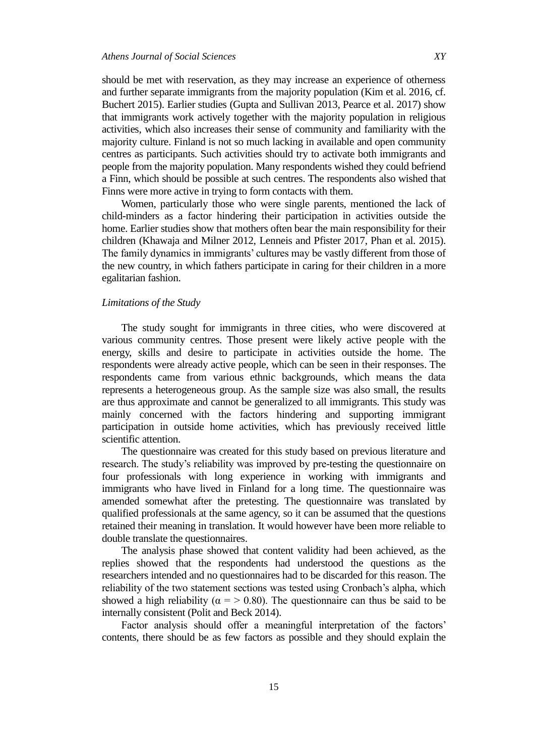should be met with reservation, as they may increase an experience of otherness and further separate immigrants from the majority population (Kim et al. 2016, cf. Buchert 2015). Earlier studies (Gupta and Sullivan 2013, Pearce et al. 2017) show that immigrants work actively together with the majority population in religious activities, which also increases their sense of community and familiarity with the majority culture. Finland is not so much lacking in available and open community centres as participants. Such activities should try to activate both immigrants and people from the majority population. Many respondents wished they could befriend a Finn, which should be possible at such centres. The respondents also wished that Finns were more active in trying to form contacts with them.

Women, particularly those who were single parents, mentioned the lack of child-minders as a factor hindering their participation in activities outside the home. Earlier studies show that mothers often bear the main responsibility for their children (Khawaja and Milner 2012, Lenneis and Pfister 2017, Phan et al. 2015). The family dynamics in immigrants' cultures may be vastly different from those of the new country, in which fathers participate in caring for their children in a more egalitarian fashion.

*Limitations of the Study*

The study sought for immigrants in three cities, who were discovered at various community centres. Those present were likely active people with the energy, skills and desire to participate in activities outside the home. The respondents were already active people, which can be seen in their responses. The respondents came from various ethnic backgrounds, which means the data represents a heterogeneous group. As the sample size was also small, the results are thus approximate and cannot be generalized to all immigrants. This study was mainly concerned with the factors hindering and supporting immigrant participation in outside home activities, which has previously received little scientific attention.

The questionnaire was created for this study based on previous literature and research. The study's reliability was improved by pre-testing the questionnaire on four professionals with long experience in working with immigrants and immigrants who have lived in Finland for a long time. The questionnaire was amended somewhat after the pretesting. The questionnaire was translated by qualified professionals at the same agency, so it can be assumed that the questions retained their meaning in translation. It would however have been more reliable to double translate the questionnaires.

The analysis phase showed that content validity had been achieved, as the replies showed that the respondents had understood the questions as the researchers intended and no questionnaires had to be discarded for this reason. The reliability of the two statement sections was tested using Cronbach's alpha, which showed a high reliability ($\alpha = > 0.80$). The questionnaire can thus be said to be internally consistent (Polit and Beck 2014).

Factor analysis should offer a meaningful interpretation of the factors' contents, there should be as few factors as possible and they should explain the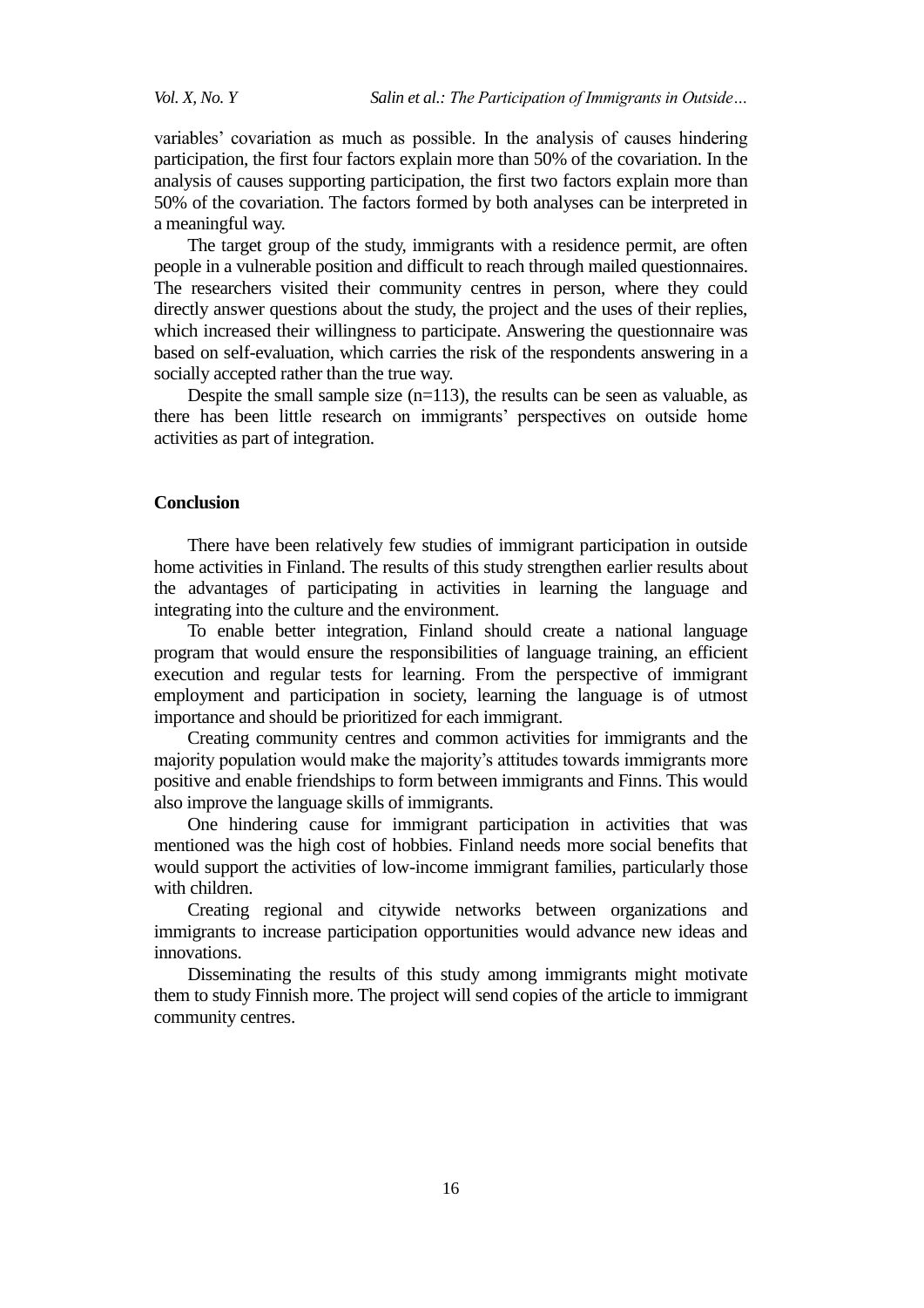variables' covariation as much as possible. In the analysis of causes hindering participation, the first four factors explain more than 50% of the covariation. In the analysis of causes supporting participation, the first two factors explain more than 50% of the covariation. The factors formed by both analyses can be interpreted in a meaningful way.

The target group of the study, immigrants with a residence permit, are often people in a vulnerable position and difficult to reach through mailed questionnaires. The researchers visited their community centres in person, where they could directly answer questions about the study, the project and the uses of their replies, which increased their willingness to participate. Answering the questionnaire was based on self-evaluation, which carries the risk of the respondents answering in a socially accepted rather than the true way.

Despite the small sample size ($n=113$), the results can be seen as valuable, as there has been little research on immigrants' perspectives on outside home activities as part of integration.

## Conclusion

There have been relatively few studies of immigrant participation in outside home activities in Finland. The results of this study strengthen earlier results about the advantages of participating in activities in learning the language and integrating into the culture and the environment.

To enable better integration, Finland should create a national language program that would ensure the responsibilities of language training, an efficient execution and regular tests for learning. From the perspective of immigrant employment and participation in society, learning the language is of utmost importance and should be prioritized for each immigrant.

Creating community centres and common activities for immigrants and the majority population would make the majority's attitudes towards immigrants more positive and enable friendships to form between immigrants and Finns. This would also improve the language skills of immigrants.

One hindering cause for immigrant participation in activities that was mentioned was the high cost of hobbies. Finland needs more social benefits that would support the activities of low-income immigrant families, particularly those with children.

Creating regional and citywide networks between organizations and immigrants to increase participation opportunities would advance new ideas and innovations.

Disseminating the results of this study among immigrants might motivate them to study Finnish more. The project will send copies of the article to immigrant community centres.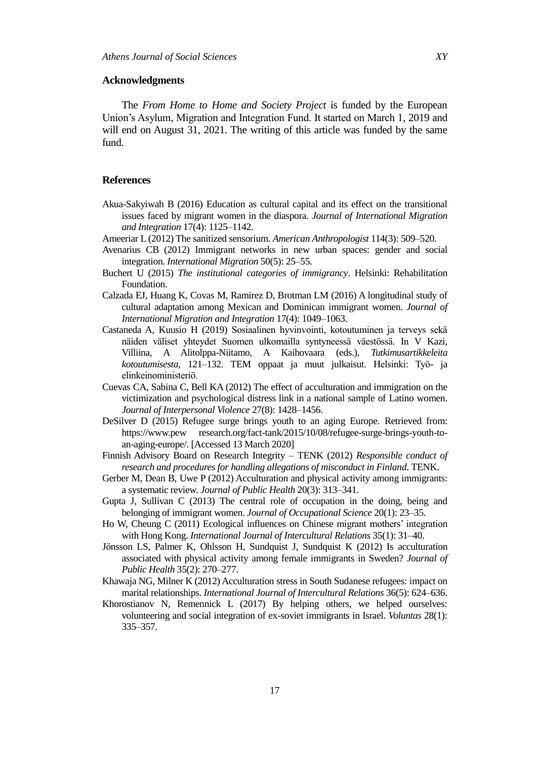## Acknowledgments

The *From Home to Home and Society Project* is funded by the European Union's Asylum, Migration and Integration Fund. It started on March 1, 2019 and will end on August 31, 2021. The writing of this article was funded by the same fund.

## References

Akua-Sakyiwah B (2016) Education as cultural capital and its effect on the transitional issues faced by migrant women in the diaspora. *Journal of International Migration and Integration* 17(4): 1125–1142.

Ameeriar L (2012) The sanitized sensorium. *American Anthropologist* 114(3): 509–520.

Avenarius CB (2012) Immigrant networks in new urban spaces: gender and social integration. *International Migration* 50(5): 25–55.

Buchert U (2015) *The institutional categories of immigrancy*. Helsinki: Rehabilitation Foundation.

Calzada EJ, Huang K, Covas M, Ramirez D, Brotman LM (2016) A longitudinal study of cultural adaptation among Mexican and Dominican immigrant women. *Journal of International Migration and Integration* 17(4): 1049–1063.

Castaneda A, Kuusio H (2019) Sosiaalinen hyvinvointi, kotoutuminen ja terveys sekä näiden väliset yhteydet Suomen ulkomailla syntyneessä väestössä. In V Kazi, Villiina, A Alitolppa-Niitamo, A Kaihovaara (eds.), *Tutkimusartikkeleita kotoutumisesta*, 121–132. TEM oppaat ja muut julkaisut. Helsinki: Työ- ja elinkeinoministeriö.

Cuevas CA, Sabina C, Bell KA (2012) The effect of acculturation and immigration on the victimization and psychological distress link in a national sample of Latino women. *Journal of Interpersonal Violence* 27(8): 1428–1456.

DeSilver D (2015) Refugee surge brings youth to an aging Europe. Retrieved from: https://www.pew research.org/fact-tank/2015/10/08/refugee-surge-brings-youth-to-an-aging-europe/. [Accessed 13 March 2020]

Finnish Advisory Board on Research Integrity – TENK (2012) *Responsible conduct of research and procedures for handling allegations of misconduct in Finland*. TENK.

Gerber M, Dean B, Uwe P (2012) Acculturation and physical activity among immigrants: a systematic review. *Journal of Public Health* 20(3): 313–341.

Gupta J, Sullivan C (2013) The central role of occupation in the doing, being and belonging of immigrant women. *Journal of Occupational Science* 20(1): 23–35.

Ho W, Cheung C (2011) Ecological influences on Chinese migrant mothers' integration with Hong Kong. *International Journal of Intercultural Relations* 35(1): 31–40.

Jönsson LS, Palmer K, Ohlsson H, Sundquist J, Sundquist K (2012) Is acculturation associated with physical activity among female immigrants in Sweden? *Journal of Public Health* 35(2): 270–277.

Khawaja NG, Milner K (2012) Acculturation stress in South Sudanese refugees: impact on marital relationships. *International Journal of Intercultural Relations* 36(5): 624–636.

Khorostianov N, Remennick L (2017) By helping others, we helped ourselves: volunteering and social integration of ex-soviet immigrants in Israel. *Voluntas* 28(1): 335–357.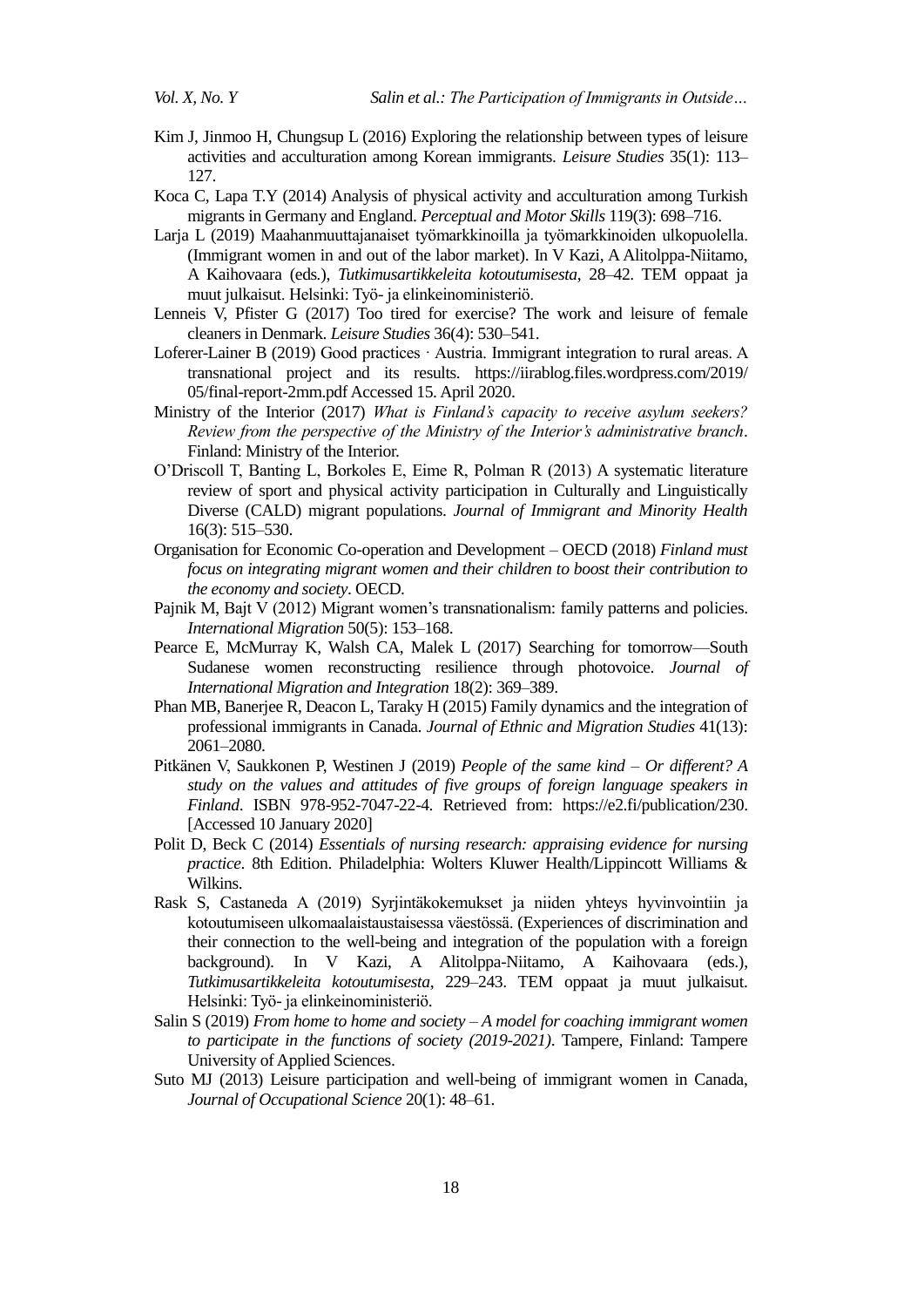Kim J, Jinmoo H, Chungsup L (2016) Exploring the relationship between types of leisure activities and acculturation among Korean immigrants. *Leisure Studies* 35(1): 113–127.

Koca C, Lapa T.Y (2014) Analysis of physical activity and acculturation among Turkish migrants in Germany and England. *Perceptual and Motor Skills* 119(3): 698–716.

Larja L (2019) Maahanmuuttajanaiset työmarkkinoilla ja työmarkkinoiden ulkopuolella. (Immigrant women in and out of the labor market). In V Kazi, A Alitolppa-Niitamo, A Kaihovaara (eds.), *Tutkimusartikkeleita kotoutumisesta*, 28–42. TEM oppaat ja muut julkaisut. Helsinki: Työ- ja elinkeinoministeriö.

Lenneis V, Pfister G (2017) Too tired for exercise? The work and leisure of female cleaners in Denmark. *Leisure Studies* 36(4): 530–541.

Loferer-Lainer B (2019) Good practices · Austria. Immigrant integration to rural areas. A transnational project and its results. https://iirablog.files.wordpress.com/2019/05/final-report-2mm.pdf Accessed 15. April 2020.

Ministry of the Interior (2017) *What is Finland's capacity to receive asylum seekers? Review from the perspective of the Ministry of the Interior's administrative branch*. Finland: Ministry of the Interior.

O'Driscoll T, Banting L, Borkoles E, Eime R, Polman R (2013) A systematic literature review of sport and physical activity participation in Culturally and Linguistically Diverse (CALD) migrant populations. *Journal of Immigrant and Minority Health* 16(3): 515–530.

Organisation for Economic Co-operation and Development – OECD (2018) *Finland must focus on integrating migrant women and their children to boost their contribution to the economy and society*. OECD.

Pajnik M, Bajt V (2012) Migrant women's transnationalism: family patterns and policies. *International Migration* 50(5): 153–168.

Pearce E, McMurray K, Walsh CA, Malek L (2017) Searching for tomorrow—South Sudanese women reconstructing resilience through photovoice. *Journal of International Migration and Integration* 18(2): 369–389.

Phan MB, Banerjee R, Deacon L, Taraky H (2015) Family dynamics and the integration of professional immigrants in Canada. *Journal of Ethnic and Migration Studies* 41(13): 2061–2080.

Pitkänen V, Saukkonen P, Westinen J (2019) *People of the same kind – Or different? A study on the values and attitudes of five groups of foreign language speakers in Finland*. ISBN 978-952-7047-22-4. Retrieved from: https://e2.fi/publication/230. [Accessed 10 January 2020]

Polit D, Beck C (2014) *Essentials of nursing research: appraising evidence for nursing practice*. 8th Edition. Philadelphia: Wolters Kluwer Health/Lippincott Williams & Wilkins.

Rask S, Castaneda A (2019) Syrjintäkokemukset ja niiden yhteys hyvinvointiin ja kotoutumiseen ulkomaalaistaustaisessa väestössä. (Experiences of discrimination and their connection to the well-being and integration of the population with a foreign background). In V Kazi, A Alitolppa-Niitamo, A Kaihovaara (eds.), *Tutkimusartikkeleita kotoutumisesta*, 229–243. TEM oppaat ja muut julkaisut. Helsinki: Työ- ja elinkeinoministeriö.

Salin S (2019) *From home to home and society – A model for coaching immigrant women to participate in the functions of society (2019-2021)*. Tampere, Finland: Tampere University of Applied Sciences.

Suto MJ (2013) Leisure participation and well-being of immigrant women in Canada, *Journal of Occupational Science* 20(1): 48–61.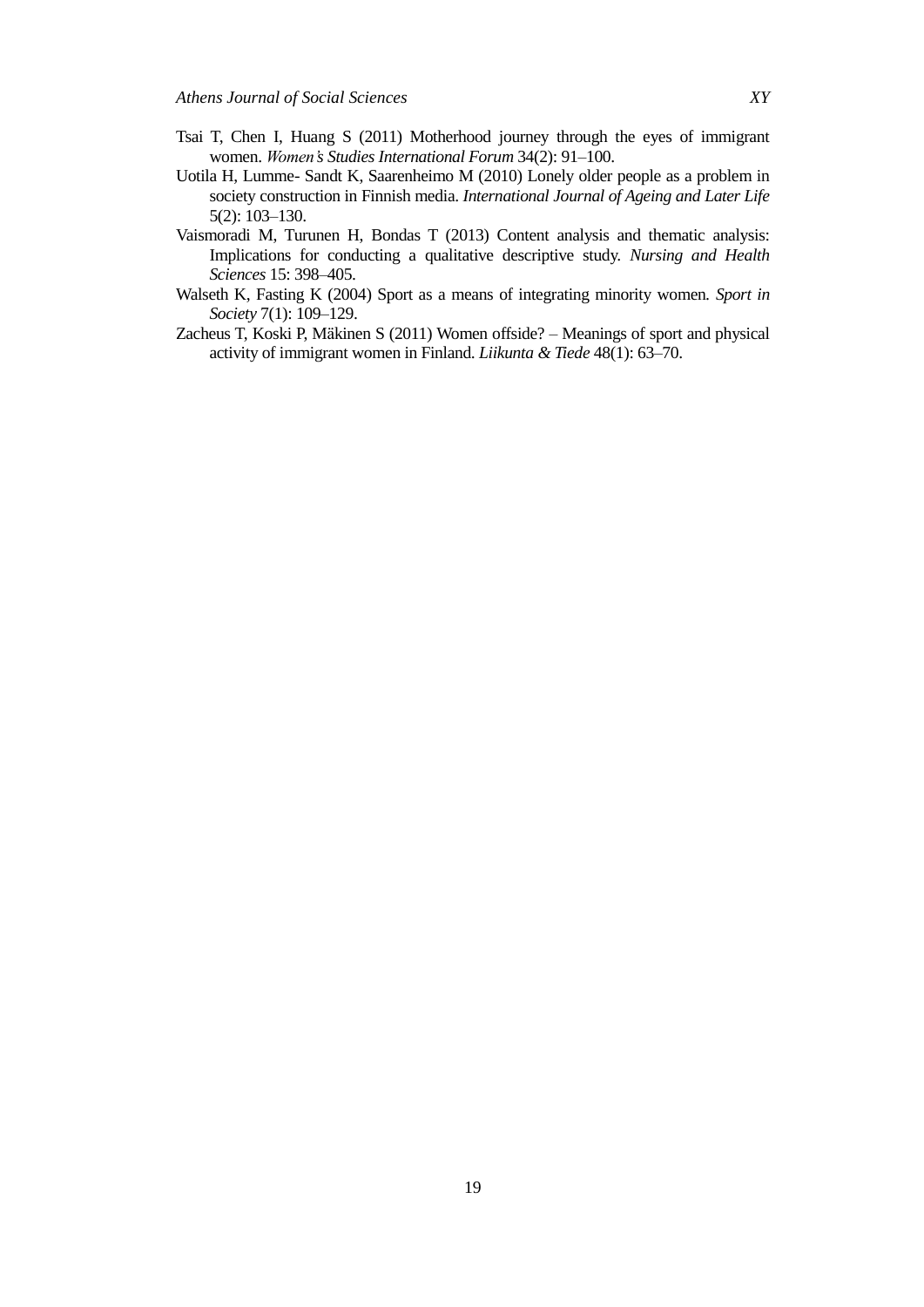Tsai T, Chen I, Huang S (2011) Motherhood journey through the eyes of immigrant women. *Women's Studies International Forum* 34(2): 91–100.

Uotila H, Lumme- Sandt K, Saarenheimo M (2010) Lonely older people as a problem in society construction in Finnish media. *International Journal of Ageing and Later Life* 5(2): 103–130.

Vaismoradi M, Turunen H, Bondas T (2013) Content analysis and thematic analysis: Implications for conducting a qualitative descriptive study. *Nursing and Health Sciences* 15: 398–405.

Walseth K, Fasting K (2004) Sport as a means of integrating minority women. *Sport in Society* 7(1): 109–129.

Zacheus T, Koski P, Mäkinen S (2011) Women offside? – Meanings of sport and physical activity of immigrant women in Finland. *Liikunta & Tiede* 48(1): 63–70.